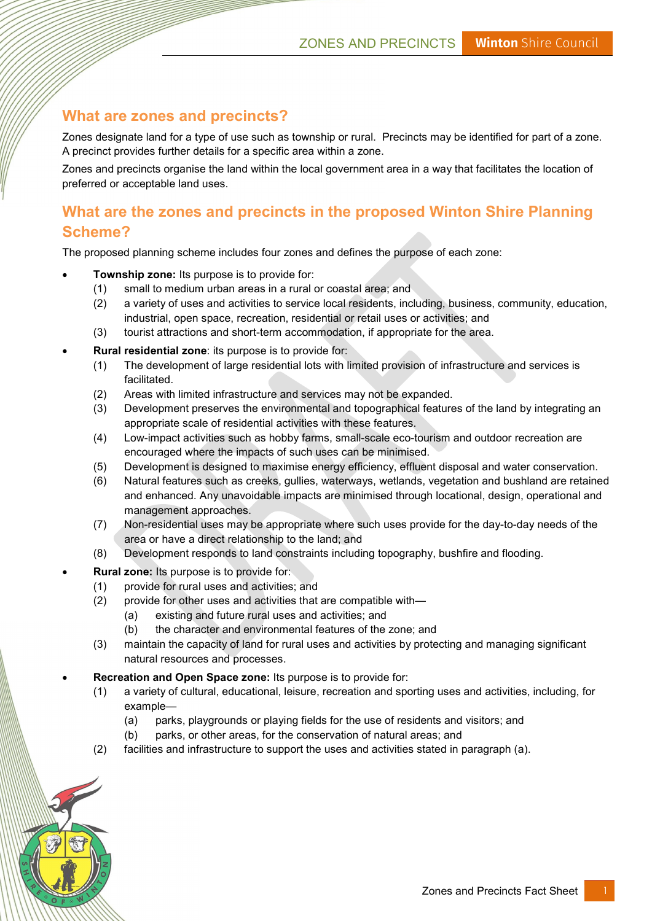## What are zones and precincts?

Zones designate land for a type of use such as township or rural. Precincts may be identified for part of a zone. A precinct provides further details for a specific area within a zone.

Zones and precincts organise the land within the local government area in a way that facilitates the location of preferred or acceptable land uses.

## What are the zones and precincts in the proposed Winton Shire Planning Scheme?

The proposed planning scheme includes four zones and defines the purpose of each zone:

- **Township zone:** Its purpose is to provide for:
  - (1) small to medium urban areas in a rural or coastal area; and
  - (2) a variety of uses and activities to service local residents, including, business, community, education, industrial, open space, recreation, residential or retail uses or activities; and
  - (3) tourist attractions and short-term accommodation, if appropriate for the area.
- **Rural residential zone**: its purpose is to provide for:
  - (1) The development of large residential lots with limited provision of infrastructure and services is facilitated.
  - (2) Areas with limited infrastructure and services may not be expanded.
  - (3) Development preserves the environmental and topographical features of the land by integrating an appropriate scale of residential activities with these features.
  - (4) Low-impact activities such as hobby farms, small-scale eco-tourism and outdoor recreation are encouraged where the impacts of such uses can be minimised.
  - (5) Development is designed to maximise energy efficiency, effluent disposal and water conservation.
  - (6) Natural features such as creeks, gullies, waterways, wetlands, vegetation and bushland are retained and enhanced. Any unavoidable impacts are minimised through locational, design, operational and management approaches.
  - (7) Non-residential uses may be appropriate where such uses provide for the day-to-day needs of the area or have a direct relationship to the land; and
  - (8) Development responds to land constraints including topography, bushfire and flooding.
- **Rural zone:** Its purpose is to provide for:
  - (1) provide for rural uses and activities; and
  - (2) provide for other uses and activities that are compatible with—
    - (a) existing and future rural uses and activities; and
    - (b) the character and environmental features of the zone; and
  - (3) maintain the capacity of land for rural uses and activities by protecting and managing significant natural resources and processes.
- **Recreation and Open Space zone:** Its purpose is to provide for:
  - (1) a variety of cultural, educational, leisure, recreation and sporting uses and activities, including, for example—
    - (a) parks, playgrounds or playing fields for the use of residents and visitors; and
    - (b) parks, or other areas, for the conservation of natural areas; and
  - (2) facilities and infrastructure to support the uses and activities stated in paragraph (a).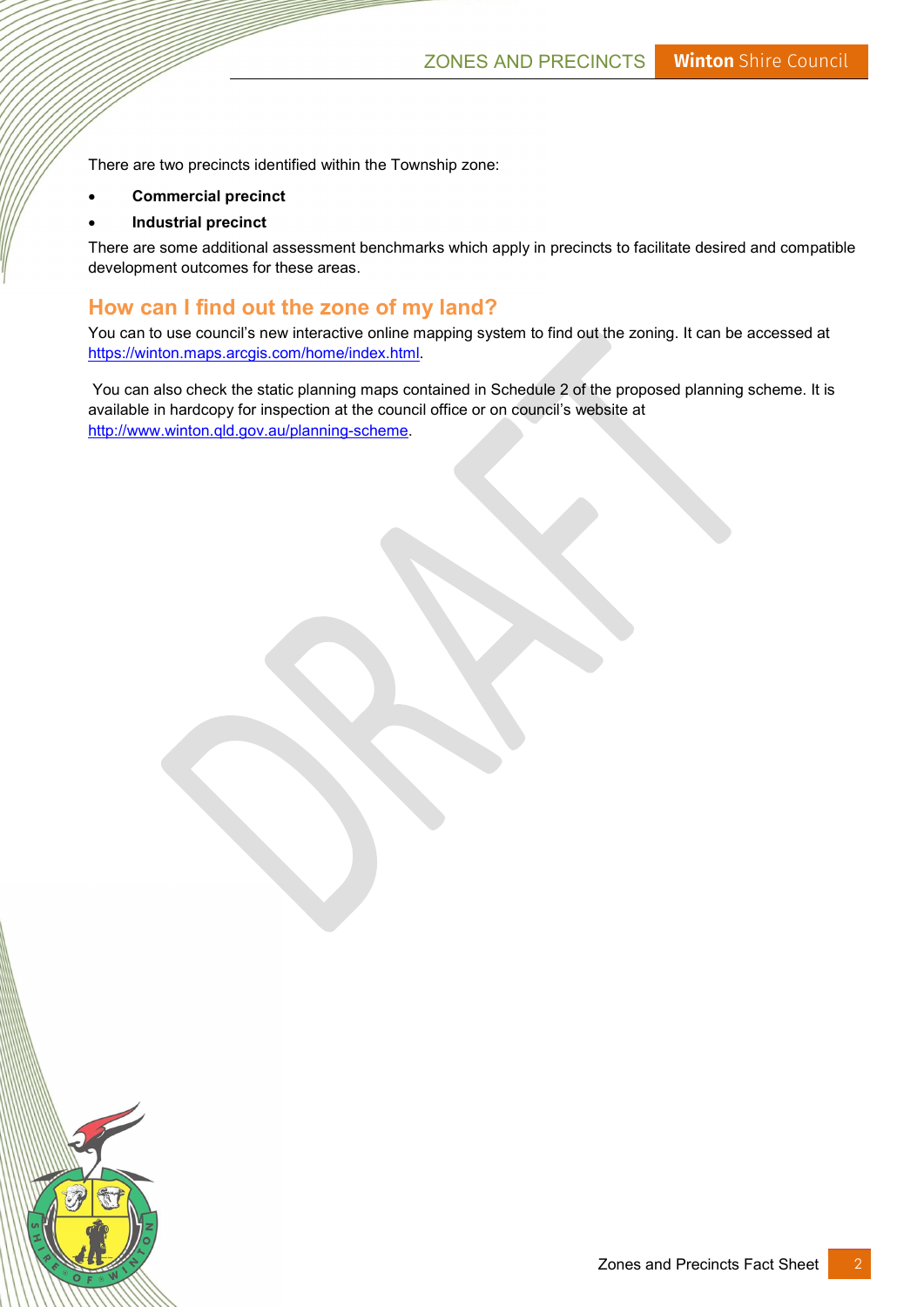There are two precincts identified within the Township zone:

- **Commercial precinct**
- **Industrial precinct**

There are some additional assessment benchmarks which apply in precincts to facilitate desired and compatible development outcomes for these areas.

## How can I find out the zone of my land?

You can to use council's new interactive online mapping system to find out the zoning. It can be accessed at https://winton.maps.arcgis.com/home/index.html.

You can also check the static planning maps contained in Schedule 2 of the proposed planning scheme. It is available in hardcopy for inspection at the council office or on council's website at http://www.winton.qld.gov.au/planning-scheme.